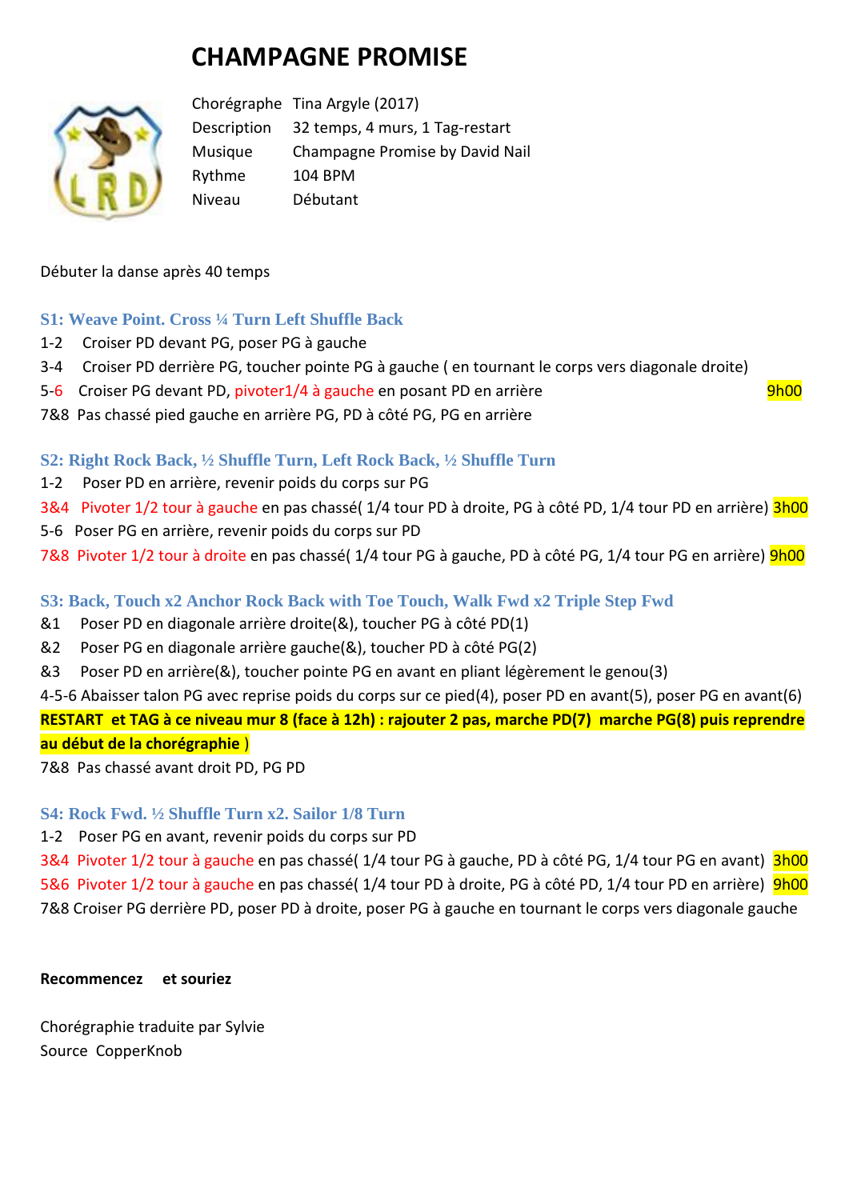# CHAMPAGNE PROMISE

| | |
|---|---|
| Chorégraphe | Tina Argyle (2017) |
| Description | 32 temps, 4 murs, 1 Tag-restart |
| Musique | Champagne Promise by David Nail |
| Rythme | 104 BPM |
| Niveau | Débutant |

Débuter la danse après 40 temps

### S1: Weave Point. Cross ¼ Turn Left Shuffle Back

1-2 Croiser PD devant PG, poser PG à gauche

3-4 Croiser PD derrière PG, toucher pointe PG à gauche ( en tournant le corps vers diagonale droite)

5-6 Croiser PG devant PD, pivoter1/4 à gauche en posant PD en arrière 9h00

7&8 Pas chassé pied gauche en arrière PG, PD à côté PG, PG en arrière

### S2: Right Rock Back, ½ Shuffle Turn, Left Rock Back, ½ Shuffle Turn

1-2 Poser PD en arrière, revenir poids du corps sur PG

3&4 Pivoter 1/2 tour à gauche en pas chassé( 1/4 tour PD à droite, PG à côté PD, 1/4 tour PD en arrière) 3h00

5-6 Poser PG en arrière, revenir poids du corps sur PD

7&8 Pivoter 1/2 tour à droite en pas chassé( 1/4 tour PG à gauche, PD à côté PG, 1/4 tour PG en arrière) 9h00

### S3: Back, Touch x2 Anchor Rock Back with Toe Touch, Walk Fwd x2 Triple Step Fwd

&1 Poser PD en diagonale arrière droite(&), toucher PG à côté PD(1)

&2 Poser PG en diagonale arrière gauche(&), toucher PD à côté PG(2)

&3 Poser PD en arrière(&), toucher pointe PG en avant en pliant légèrement le genou(3)

4-5-6 Abaisser talon PG avec reprise poids du corps sur ce pied(4), poser PD en avant(5), poser PG en avant(6)

**RESTART et TAG à ce niveau mur 8 (face à 12h) : rajouter 2 pas, marche PD(7) marche PG(8) puis reprendre au début de la chorégraphie** )

7&8 Pas chassé avant droit PD, PG PD

### S4: Rock Fwd. ½ Shuffle Turn x2. Sailor 1/8 Turn

1-2 Poser PG en avant, revenir poids du corps sur PD

3&4 Pivoter 1/2 tour à gauche en pas chassé( 1/4 tour PG à gauche, PD à côté PG, 1/4 tour PG en avant) 3h00

5&6 Pivoter 1/2 tour à gauche en pas chassé( 1/4 tour PD à droite, PG à côté PD, 1/4 tour PD en arrière) 9h00

7&8 Croiser PG derrière PD, poser PD à droite, poser PG à gauche en tournant le corps vers diagonale gauche

**Recommencez et souriez**

Chorégraphie traduite par Sylvie

Source CopperKnob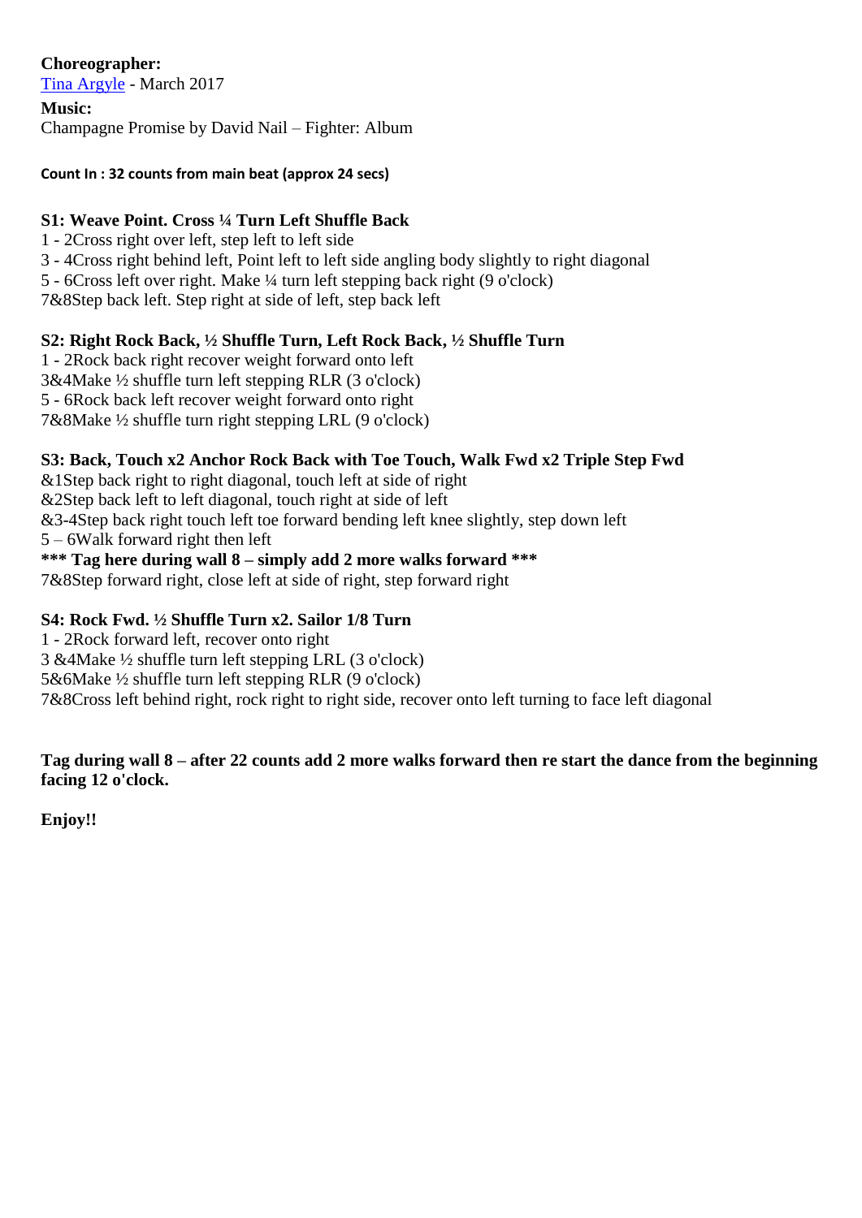**Choreographer:**
Tina Argyle - March 2017

**Music:**
Champagne Promise by David Nail – Fighter: Album

**Count In : 32 counts from main beat (approx 24 secs)**

**S1: Weave Point. Cross ¼ Turn Left Shuffle Back**

1 - 2Cross right over left, step left to left side
3 - 4Cross right behind left, Point left to left side angling body slightly to right diagonal
5 - 6Cross left over right. Make ¼ turn left stepping back right (9 o'clock)
7&8Step back left. Step right at side of left, step back left

**S2: Right Rock Back, ½ Shuffle Turn, Left Rock Back, ½ Shuffle Turn**

1 - 2Rock back right recover weight forward onto left
3&4Make ½ shuffle turn left stepping RLR (3 o'clock)
5 - 6Rock back left recover weight forward onto right
7&8Make ½ shuffle turn right stepping LRL (9 o'clock)

**S3: Back, Touch x2 Anchor Rock Back with Toe Touch, Walk Fwd x2 Triple Step Fwd**

&1Step back right to right diagonal, touch left at side of right
&2Step back left to left diagonal, touch right at side of left
&3-4Step back right touch left toe forward bending left knee slightly, step down left
5 – 6Walk forward right then left
**\*\*\* Tag here during wall 8 – simply add 2 more walks forward \*\*\***
7&8Step forward right, close left at side of right, step forward right

**S4: Rock Fwd. ½ Shuffle Turn x2. Sailor 1/8 Turn**

1 - 2Rock forward left, recover onto right
3 &4Make ½ shuffle turn left stepping LRL (3 o'clock)
5&6Make ½ shuffle turn left stepping RLR (9 o'clock)
7&8Cross left behind right, rock right to right side, recover onto left turning to face left diagonal

**Tag during wall 8 – after 22 counts add 2 more walks forward then re start the dance from the beginning facing 12 o'clock.**

**Enjoy!!**